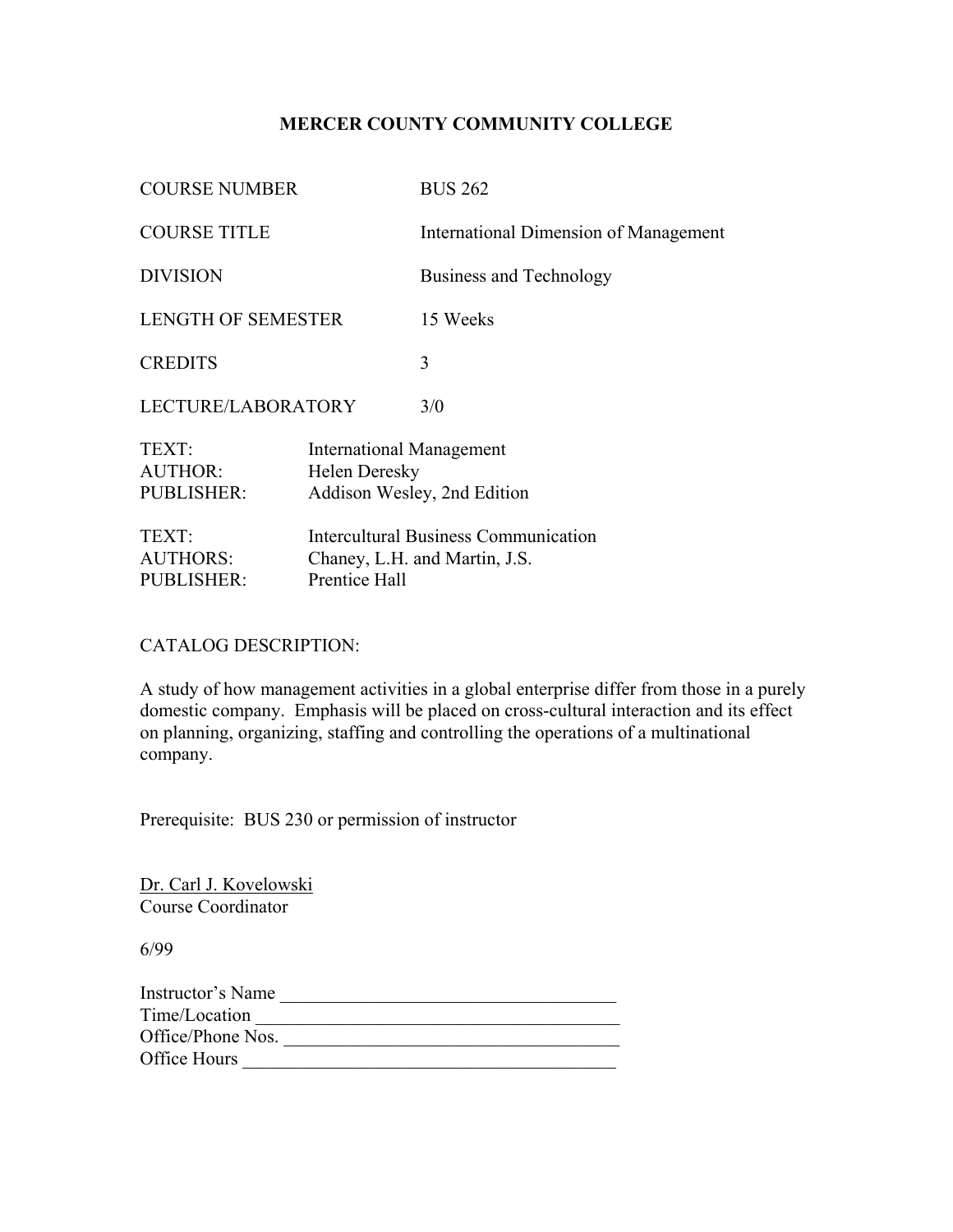**MERCER COUNTY COMMUNITY COLLEGE**

| | |
|---|---|
| COURSE NUMBER | BUS 262 |
| COURSE TITLE | International Dimension of Management |
| DIVISION | Business and Technology |
| LENGTH OF SEMESTER | 15 Weeks |
| CREDITS | 3 |
| LECTURE/LABORATORY | 3/0 |

TEXT: International Management
AUTHOR: Helen Deresky
PUBLISHER: Addison Wesley, 2nd Edition

TEXT: Intercultural Business Communication
AUTHORS: Chaney, L.H. and Martin, J.S.
PUBLISHER: Prentice Hall

CATALOG DESCRIPTION:

A study of how management activities in a global enterprise differ from those in a purely domestic company. Emphasis will be placed on cross-cultural interaction and its effect on planning, organizing, staffing and controlling the operations of a multinational company.

Prerequisite: BUS 230 or permission of instructor

Dr. Carl J. Kovelowski
Course Coordinator

6/99

Instructor's Name ____________________________________
Time/Location ______________________________________
Office/Phone Nos. ___________________________________
Office Hours _______________________________________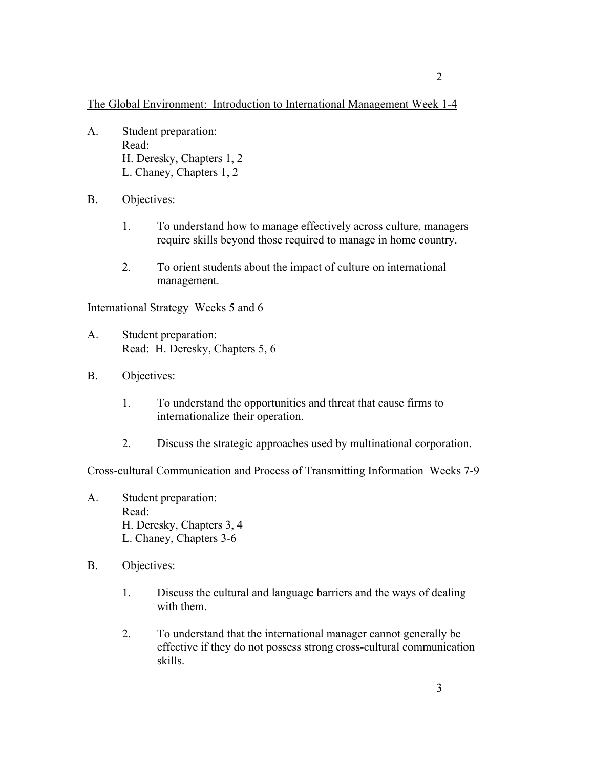The Global Environment: Introduction to International Management Week 1-4

A. Student preparation:
   Read:
   H. Deresky, Chapters 1, 2
   L. Chaney, Chapters 1, 2

B. Objectives:

   1. To understand how to manage effectively across culture, managers require skills beyond those required to manage in home country.

   2. To orient students about the impact of culture on international management.

International Strategy Weeks 5 and 6

A. Student preparation:
   Read: H. Deresky, Chapters 5, 6

B. Objectives:

   1. To understand the opportunities and threat that cause firms to internationalize their operation.

   2. Discuss the strategic approaches used by multinational corporation.

Cross-cultural Communication and Process of Transmitting Information Weeks 7-9

A. Student preparation:
   Read:
   H. Deresky, Chapters 3, 4
   L. Chaney, Chapters 3-6

B. Objectives:

   1. Discuss the cultural and language barriers and the ways of dealing with them.

   2. To understand that the international manager cannot generally be effective if they do not possess strong cross-cultural communication skills.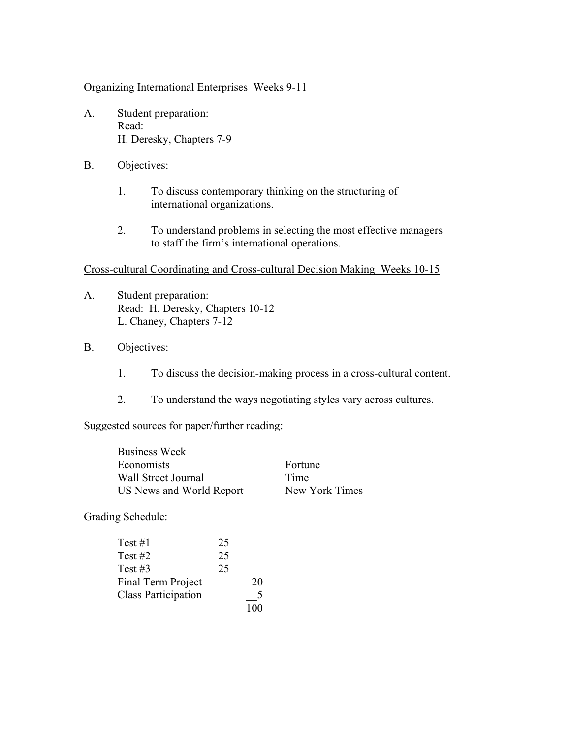Organizing International Enterprises  Weeks 9-11

A. Student preparation:
   Read:
   H. Deresky, Chapters 7-9

B. Objectives:

   1. To discuss contemporary thinking on the structuring of international organizations.

   2. To understand problems in selecting the most effective managers to staff the firm's international operations.

Cross-cultural Coordinating and Cross-cultural Decision Making  Weeks 10-15

A. Student preparation:
   Read: H. Deresky, Chapters 10-12
   L. Chaney, Chapters 7-12

B. Objectives:

   1. To discuss the decision-making process in a cross-cultural content.

   2. To understand the ways negotiating styles vary across cultures.

Suggested sources for paper/further reading:

| | |
|---|---|
| Business Week | |
| Economists | Fortune |
| Wall Street Journal | Time |
| US News and World Report | New York Times |

Grading Schedule:

| | | |
|---|---|---|
| Test #1 | 25 | |
| Test #2 | 25 | |
| Test #3 | 25 | |
| Final Term Project | | 20 |
| Class Participation | | 5 |
| | | 100 |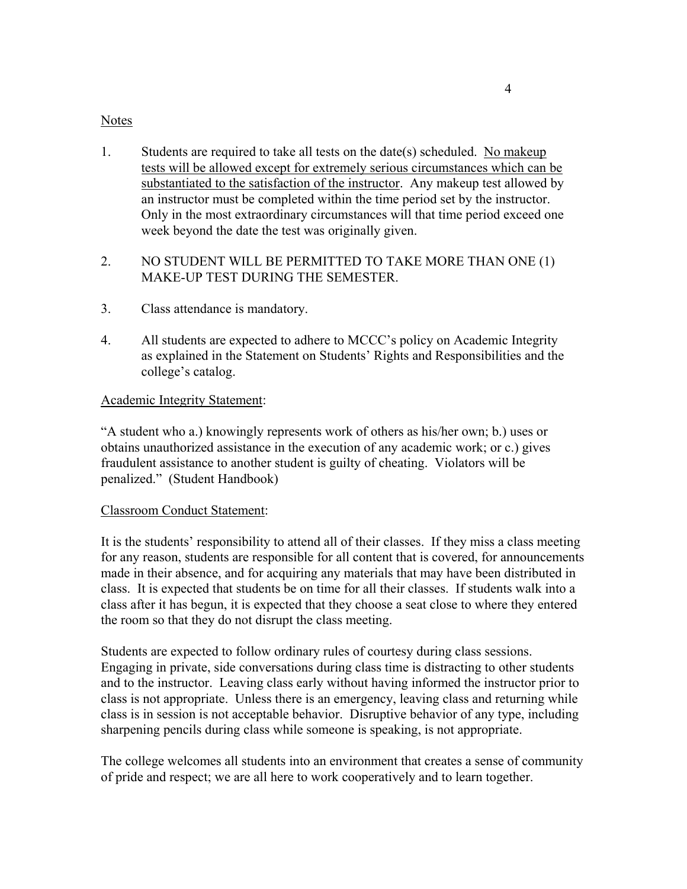Notes

1. Students are required to take all tests on the date(s) scheduled. No makeup tests will be allowed except for extremely serious circumstances which can be substantiated to the satisfaction of the instructor. Any makeup test allowed by an instructor must be completed within the time period set by the instructor. Only in the most extraordinary circumstances will that time period exceed one week beyond the date the test was originally given.

2. NO STUDENT WILL BE PERMITTED TO TAKE MORE THAN ONE (1) MAKE-UP TEST DURING THE SEMESTER.

3. Class attendance is mandatory.

4. All students are expected to adhere to MCCC's policy on Academic Integrity as explained in the Statement on Students' Rights and Responsibilities and the college's catalog.

Academic Integrity Statement:

"A student who a.) knowingly represents work of others as his/her own; b.) uses or obtains unauthorized assistance in the execution of any academic work; or c.) gives fraudulent assistance to another student is guilty of cheating. Violators will be penalized." (Student Handbook)

Classroom Conduct Statement:

It is the students' responsibility to attend all of their classes. If they miss a class meeting for any reason, students are responsible for all content that is covered, for announcements made in their absence, and for acquiring any materials that may have been distributed in class. It is expected that students be on time for all their classes. If students walk into a class after it has begun, it is expected that they choose a seat close to where they entered the room so that they do not disrupt the class meeting.

Students are expected to follow ordinary rules of courtesy during class sessions. Engaging in private, side conversations during class time is distracting to other students and to the instructor. Leaving class early without having informed the instructor prior to class is not appropriate. Unless there is an emergency, leaving class and returning while class is in session is not acceptable behavior. Disruptive behavior of any type, including sharpening pencils during class while someone is speaking, is not appropriate.

The college welcomes all students into an environment that creates a sense of community of pride and respect; we are all here to work cooperatively and to learn together.